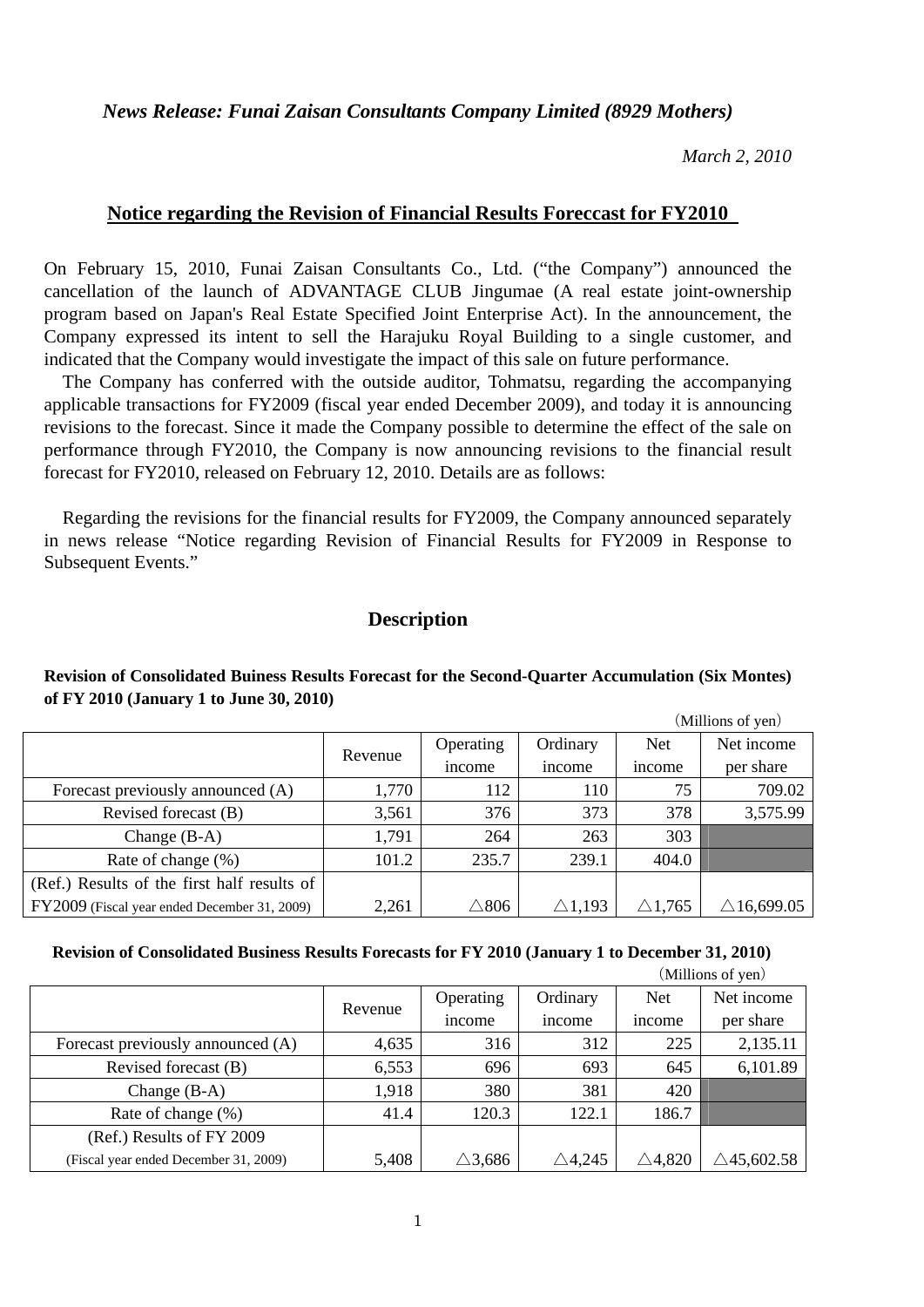*News Release: Funai Zaisan Consultants Company Limited (8929 Mothers)*

*March 2, 2010*

## Notice regarding the Revision of Financial Results Foreccast for FY2010

On February 15, 2010, Funai Zaisan Consultants Co., Ltd. ("the Company") announced the cancellation of the launch of ADVANTAGE CLUB Jingumae (A real estate joint-ownership program based on Japan's Real Estate Specified Joint Enterprise Act). In the announcement, the Company expressed its intent to sell the Harajuku Royal Building to a single customer, and indicated that the Company would investigate the impact of this sale on future performance.

The Company has conferred with the outside auditor, Tohmatsu, regarding the accompanying applicable transactions for FY2009 (fiscal year ended December 2009), and today it is announcing revisions to the forecast. Since it made the Company possible to determine the effect of the sale on performance through FY2010, the Company is now announcing revisions to the financial result forecast for FY2010, released on February 12, 2010. Details are as follows:

Regarding the revisions for the financial results for FY2009, the Company announced separately in news release "Notice regarding Revision of Financial Results for FY2009 in Response to Subsequent Events."

## Description

**Revision of Consolidated Buiness Results Forecast for the Second-Quarter Accumulation (Six Montes) of FY 2010 (January 1 to June 30, 2010)**

(Millions of yen)

| | Revenue | Operating income | Ordinary income | Net income | Net income per share |
|---|---|---|---|---|---|
| Forecast previously announced (A) | 1,770 | 112 | 110 | 75 | 709.02 |
| Revised forecast (B) | 3,561 | 376 | 373 | 378 | 3,575.99 |
| Change (B-A) | 1,791 | 264 | 263 | 303 | |
| Rate of change (%) | 101.2 | 235.7 | 239.1 | 404.0 | |
| (Ref.) Results of the first half results of FY2009 (Fiscal year ended December 31, 2009) | 2,261 | △806 | △1,193 | △1,765 | △16,699.05 |

**Revision of Consolidated Business Results Forecasts for FY 2010 (January 1 to December 31, 2010)**

(Millions of yen)

| | Revenue | Operating income | Ordinary income | Net income | Net income per share |
|---|---|---|---|---|---|
| Forecast previously announced (A) | 4,635 | 316 | 312 | 225 | 2,135.11 |
| Revised forecast (B) | 6,553 | 696 | 693 | 645 | 6,101.89 |
| Change (B-A) | 1,918 | 380 | 381 | 420 | |
| Rate of change (%) | 41.4 | 120.3 | 122.1 | 186.7 | |
| (Ref.) Results of FY 2009 (Fiscal year ended December 31, 2009) | 5,408 | △3,686 | △4,245 | △4,820 | △45,602.58 |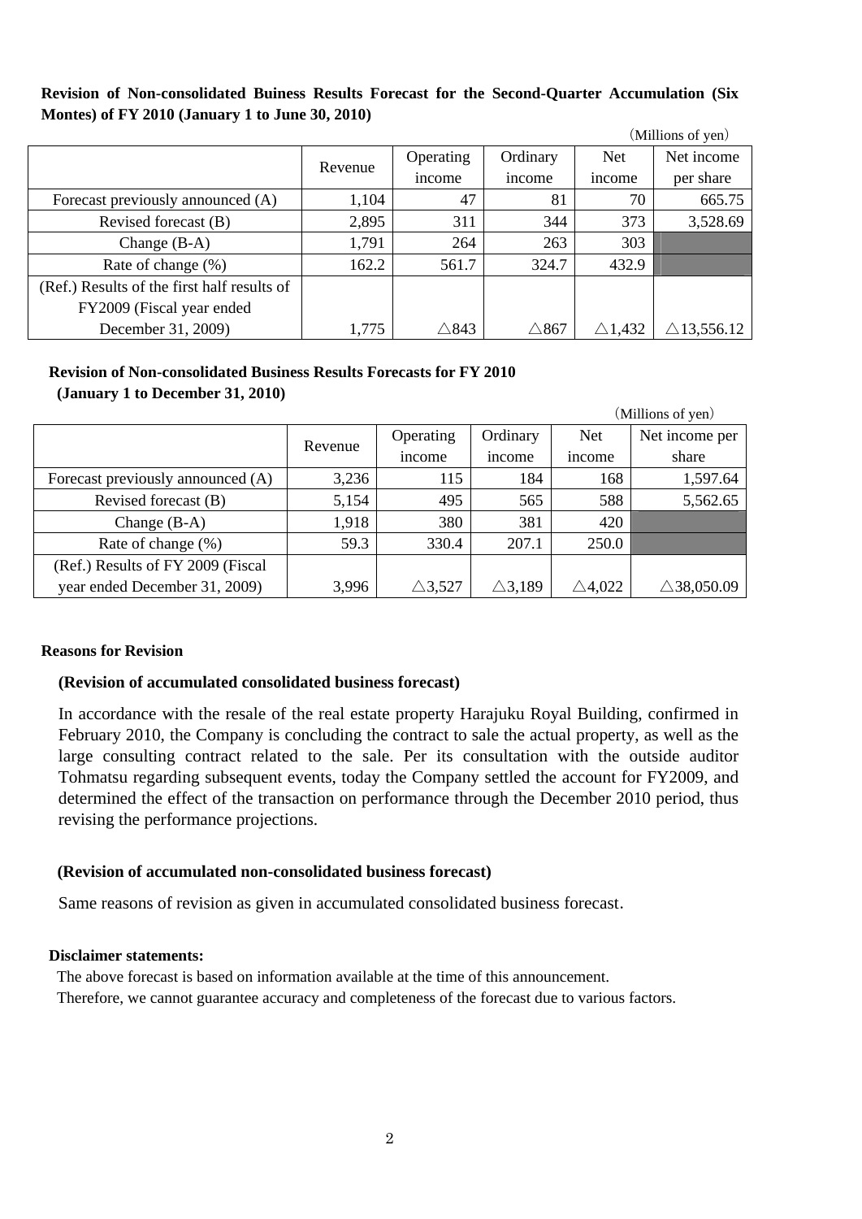**Revision of Non-consolidated Buiness Results Forecast for the Second-Quarter Accumulation (Six Montes) of FY 2010 (January 1 to June 30, 2010)**

(Millions of yen)

| | Revenue | Operating income | Ordinary income | Net income | Net income per share |
|---|---|---|---|---|---|
| Forecast previously announced (A) | 1,104 | 47 | 81 | 70 | 665.75 |
| Revised forecast (B) | 2,895 | 311 | 344 | 373 | 3,528.69 |
| Change (B-A) | 1,791 | 264 | 263 | 303 | |
| Rate of change (%) | 162.2 | 561.7 | 324.7 | 432.9 | |
| (Ref.) Results of the first half results of FY2009 (Fiscal year ended December 31, 2009) | 1,775 | △843 | △867 | △1,432 | △13,556.12 |

**Revision of Non-consolidated Business Results Forecasts for FY 2010 (January 1 to December 31, 2010)**

(Millions of yen)

| | Revenue | Operating income | Ordinary income | Net income | Net income per share |
|---|---|---|---|---|---|
| Forecast previously announced (A) | 3,236 | 115 | 184 | 168 | 1,597.64 |
| Revised forecast (B) | 5,154 | 495 | 565 | 588 | 5,562.65 |
| Change (B-A) | 1,918 | 380 | 381 | 420 | |
| Rate of change (%) | 59.3 | 330.4 | 207.1 | 250.0 | |
| (Ref.) Results of FY 2009 (Fiscal year ended December 31, 2009) | 3,996 | △3,527 | △3,189 | △4,022 | △38,050.09 |

**Reasons for Revision**

**(Revision of accumulated consolidated business forecast)**

In accordance with the resale of the real estate property Harajuku Royal Building, confirmed in February 2010, the Company is concluding the contract to sale the actual property, as well as the large consulting contract related to the sale. Per its consultation with the outside auditor Tohmatsu regarding subsequent events, today the Company settled the account for FY2009, and determined the effect of the transaction on performance through the December 2010 period, thus revising the performance projections.

**(Revision of accumulated non-consolidated business forecast)**

Same reasons of revision as given in accumulated consolidated business forecast.

**Disclaimer statements:**

The above forecast is based on information available at the time of this announcement.
Therefore, we cannot guarantee accuracy and completeness of the forecast due to various factors.